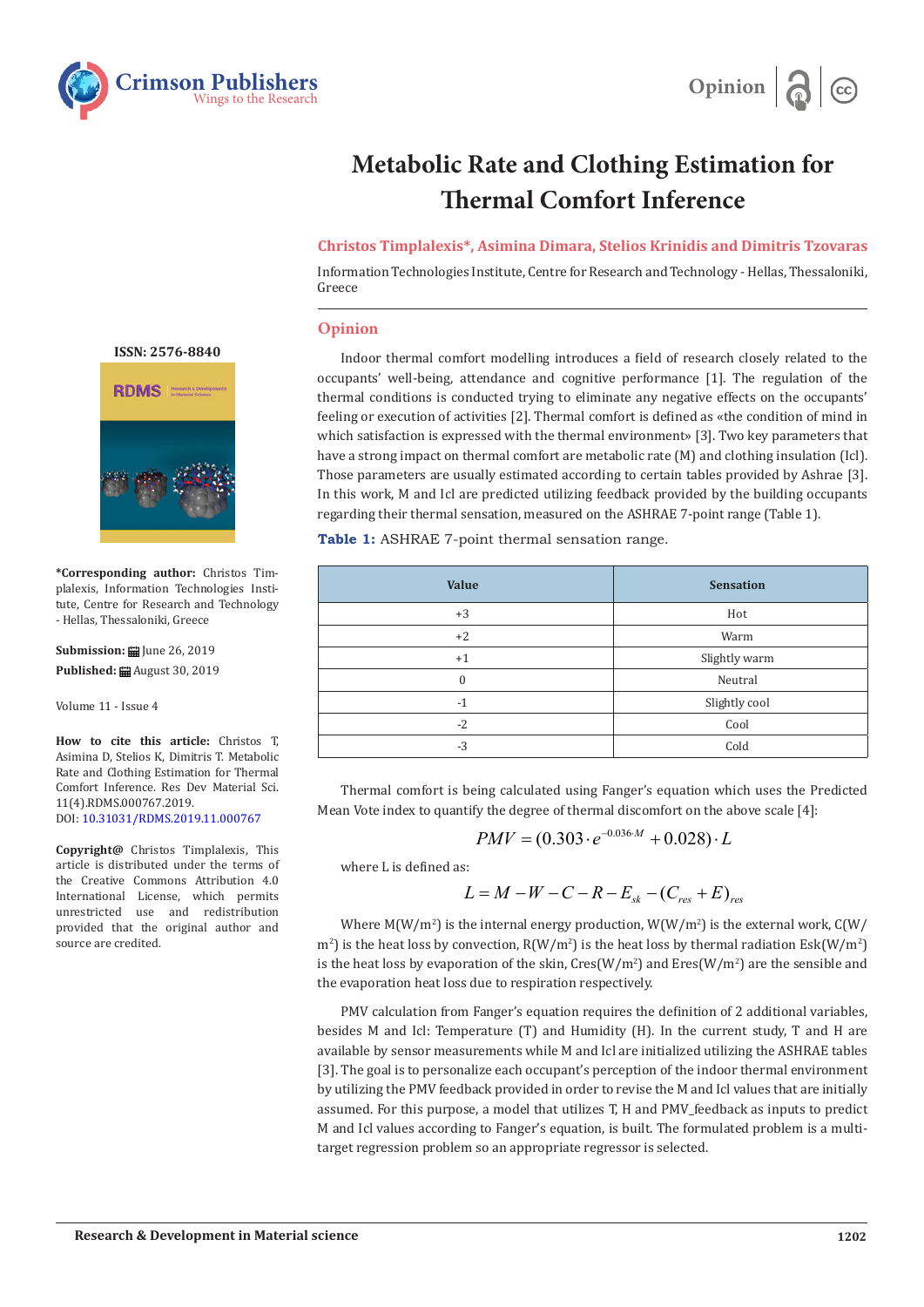Opinion

# Metabolic Rate and Clothing Estimation for Thermal Comfort Inference

**Christos Timplalexis\*, Asimina Dimara, Stelios Krinidis and Dimitris Tzovaras**

Information Technologies Institute, Centre for Research and Technology - Hellas, Thessaloniki, Greece

**ISSN: 2576-8840**

**\*Corresponding author:** Christos Timplalexis, Information Technologies Institute, Centre for Research and Technology - Hellas, Thessaloniki, Greece

**Submission:** June 26, 2019

**Published:** August 30, 2019

Volume 11 - Issue 4

**How to cite this article:** Christos T, Asimina D, Stelios K, Dimitris T. Metabolic Rate and Clothing Estimation for Thermal Comfort Inference. Res Dev Material Sci. 11(4).RDMS.000767.2019. DOI: 10.31031/RDMS.2019.11.000767

**Copyright@** Christos Timplalexis, This article is distributed under the terms of the Creative Commons Attribution 4.0 International License, which permits unrestricted use and redistribution provided that the original author and source are credited.

## Opinion

Indoor thermal comfort modelling introduces a field of research closely related to the occupants' well-being, attendance and cognitive performance [1]. The regulation of the thermal conditions is conducted trying to eliminate any negative effects on the occupants' feeling or execution of activities [2]. Thermal comfort is defined as «the condition of mind in which satisfaction is expressed with the thermal environment» [3]. Two key parameters that have a strong impact on thermal comfort are metabolic rate (M) and clothing insulation (Icl). Those parameters are usually estimated according to certain tables provided by Ashrae [3]. In this work, M and Icl are predicted utilizing feedback provided by the building occupants regarding their thermal sensation, measured on the ASHRAE 7-point range (Table 1).

**Table 1:** ASHRAE 7-point thermal sensation range.

| Value | Sensation |
|---|---|
| +3 | Hot |
| +2 | Warm |
| +1 | Slightly warm |
| 0 | Neutral |
| -1 | Slightly cool |
| -2 | Cool |
| -3 | Cold |

Thermal comfort is being calculated using Fanger's equation which uses the Predicted Mean Vote index to quantify the degree of thermal discomfort on the above scale [4]:

$$PMV = (0.303 \cdot e^{-0.036 \cdot M} + 0.028) \cdot L$$

where L is defined as:

$$L = M - W - C - R - E_{sk} - (C_{res} + E)_{res}$$

Where M(W/m$^2$) is the internal energy production, W(W/m$^2$) is the external work, C(W/m$^2$) is the heat loss by convection, R(W/m$^2$) is the heat loss by thermal radiation Esk(W/m$^2$) is the heat loss by evaporation of the skin, Cres(W/m$^2$) and Eres(W/m$^2$) are the sensible and the evaporation heat loss due to respiration respectively.

PMV calculation from Fanger's equation requires the definition of 2 additional variables, besides M and Icl: Temperature (T) and Humidity (H). In the current study, T and H are available by sensor measurements while M and Icl are initialized utilizing the ASHRAE tables [3]. The goal is to personalize each occupant's perception of the indoor thermal environment by utilizing the PMV feedback provided in order to revise the M and Icl values that are initially assumed. For this purpose, a model that utilizes T, H and PMV_feedback as inputs to predict M and Icl values according to Fanger's equation, is built. The formulated problem is a multi-target regression problem so an appropriate regressor is selected.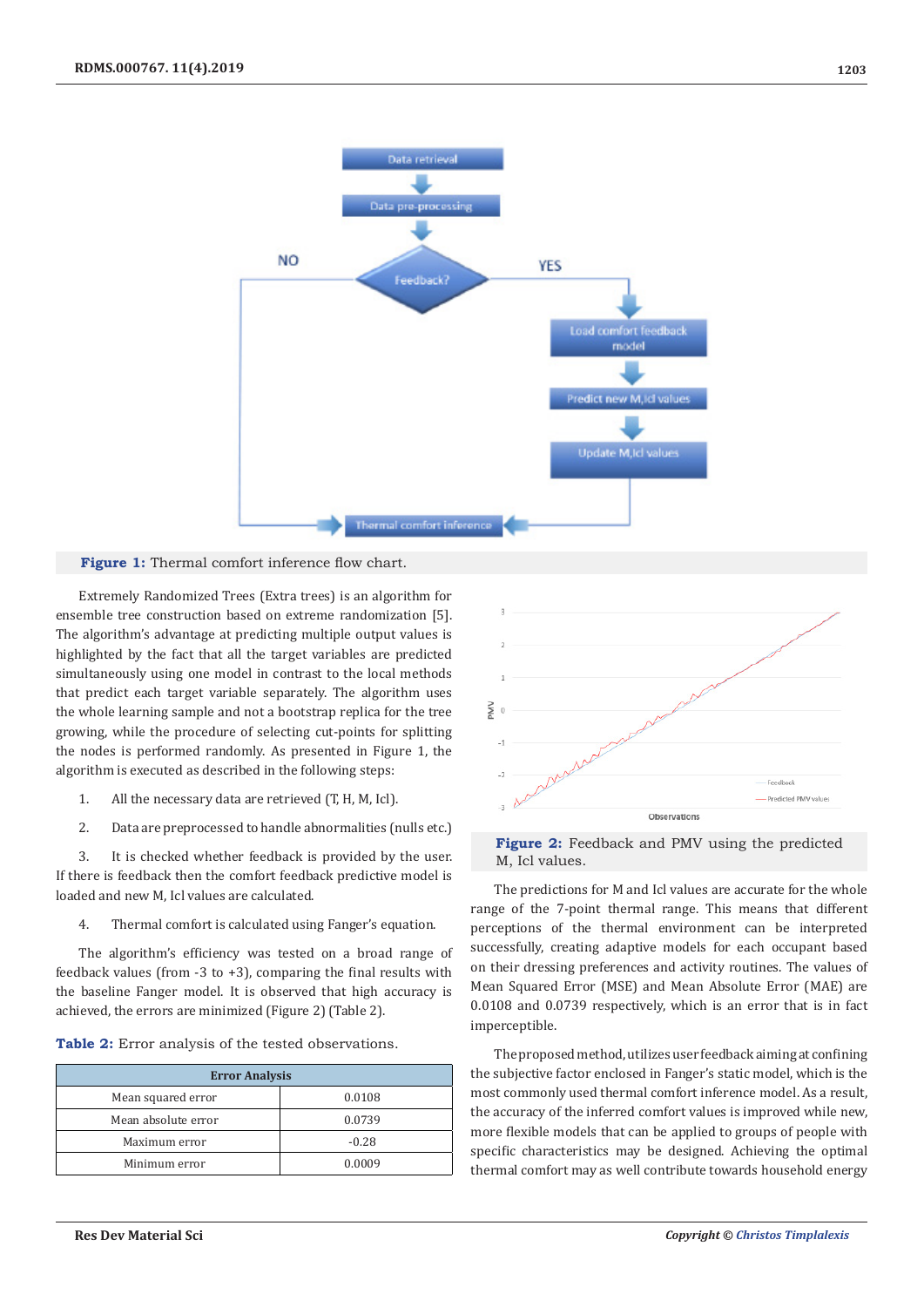**Figure 1:** Thermal comfort inference flow chart.

Extremely Randomized Trees (Extra trees) is an algorithm for ensemble tree construction based on extreme randomization [5]. The algorithm's advantage at predicting multiple output values is highlighted by the fact that all the target variables are predicted simultaneously using one model in contrast to the local methods that predict each target variable separately. The algorithm uses the whole learning sample and not a bootstrap replica for the tree growing, while the procedure of selecting cut-points for splitting the nodes is performed randomly. As presented in Figure 1, the algorithm is executed as described in the following steps:

1. All the necessary data are retrieved (T, H, M, Icl).

2. Data are preprocessed to handle abnormalities (nulls etc.)

3. It is checked whether feedback is provided by the user. If there is feedback then the comfort feedback predictive model is loaded and new M, Icl values are calculated.

4. Thermal comfort is calculated using Fanger's equation.

The algorithm's efficiency was tested on a broad range of feedback values (from -3 to +3), comparing the final results with the baseline Fanger model. It is observed that high accuracy is achieved, the errors are minimized (Figure 2) (Table 2).

**Table 2:** Error analysis of the tested observations.

| Error Analysis | |
|---|---|
| Mean squared error | 0.0108 |
| Mean absolute error | 0.0739 |
| Maximum error | -0.28 |
| Minimum error | 0.0009 |

**Figure 2:** Feedback and PMV using the predicted M, Icl values.

The predictions for M and Icl values are accurate for the whole range of the 7-point thermal range. This means that different perceptions of the thermal environment can be interpreted successfully, creating adaptive models for each occupant based on their dressing preferences and activity routines. The values of Mean Squared Error (MSE) and Mean Absolute Error (MAE) are 0.0108 and 0.0739 respectively, which is an error that is in fact imperceptible.

The proposed method, utilizes user feedback aiming at confining the subjective factor enclosed in Fanger's static model, which is the most commonly used thermal comfort inference model. As a result, the accuracy of the inferred comfort values is improved while new, more flexible models that can be applied to groups of people with specific characteristics may be designed. Achieving the optimal thermal comfort may as well contribute towards household energy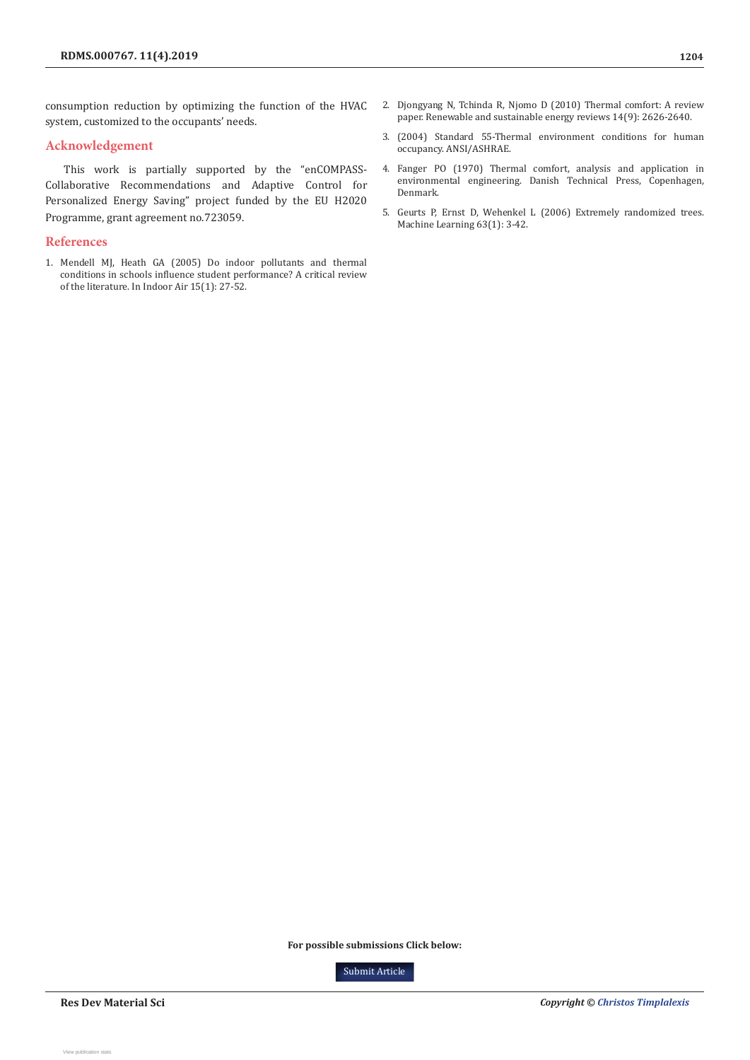consumption reduction by optimizing the function of the HVAC system, customized to the occupants' needs.

## Acknowledgement

This work is partially supported by the "enCOMPASS-Collaborative Recommendations and Adaptive Control for Personalized Energy Saving" project funded by the EU H2020 Programme, grant agreement no.723059.

## References

1. Mendell MJ, Heath GA (2005) Do indoor pollutants and thermal conditions in schools influence student performance? A critical review of the literature. In Indoor Air 15(1): 27-52.
2. Djongyang N, Tchinda R, Njomo D (2010) Thermal comfort: A review paper. Renewable and sustainable energy reviews 14(9): 2626-2640.
3. (2004) Standard 55-Thermal environment conditions for human occupancy. ANSI/ASHRAE.
4. Fanger PO (1970) Thermal comfort, analysis and application in environmental engineering. Danish Technical Press, Copenhagen, Denmark.
5. Geurts P, Ernst D, Wehenkel L (2006) Extremely randomized trees. Machine Learning 63(1): 3-42.

**For possible submissions Click below:**

Submit Article